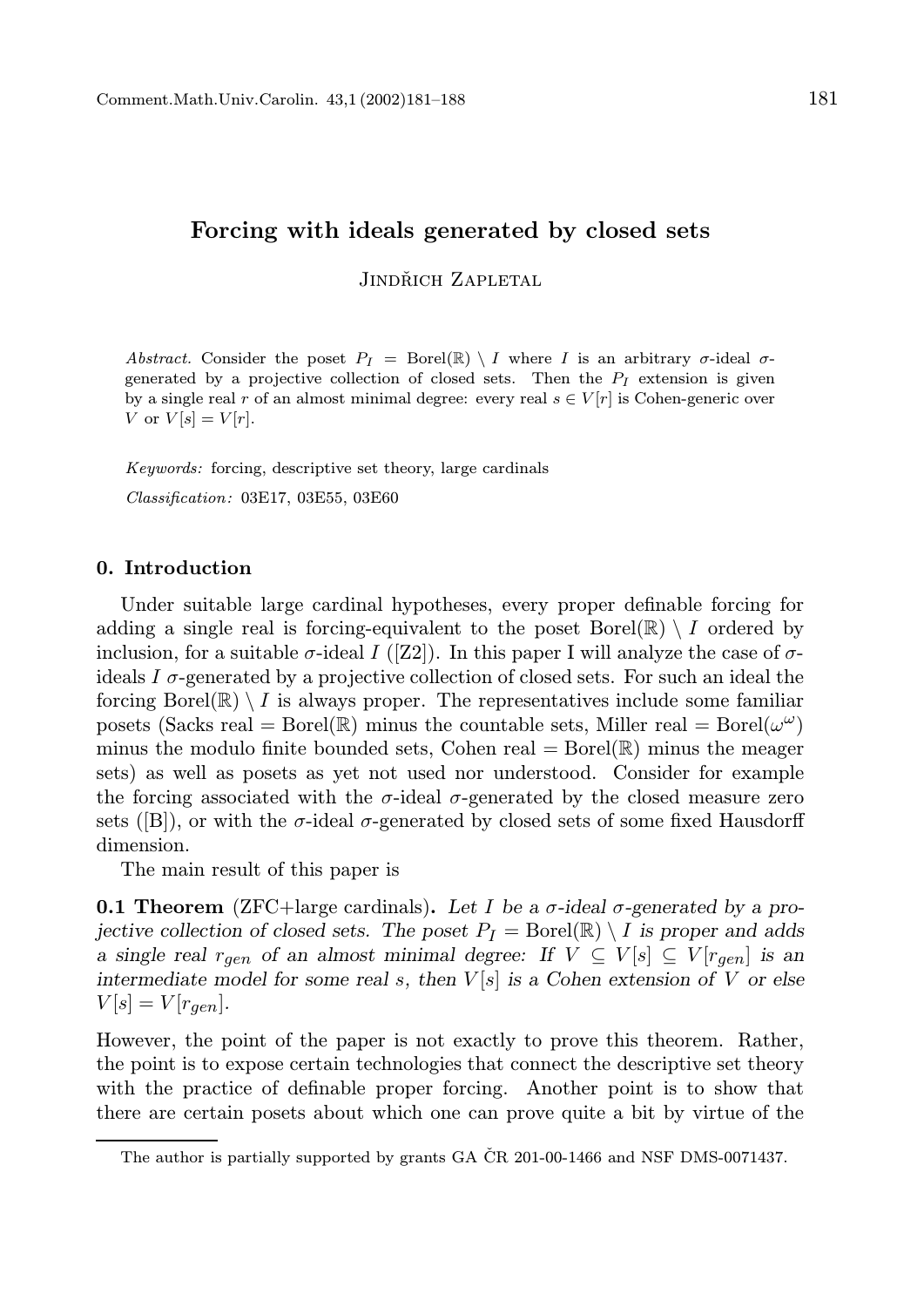# Forcing with ideals generated by closed sets

Jindřich Zapletal

*Abstract.* Consider the poset $P_I = \mathrm{Borel}(\mathbb{R}) \setminus I$ where $I$ is an arbitrary $\sigma$-ideal $\sigma$-generated by a projective collection of closed sets. Then the $P_I$ extension is given by a single real $r$ of an almost minimal degree: every real $s \in V[r]$ is Cohen-generic over $V$ or $V[s] = V[r]$.

*Keywords:* forcing, descriptive set theory, large cardinals

*Classification:* 03E17, 03E55, 03E60

## 0. Introduction

Under suitable large cardinal hypotheses, every proper definable forcing for adding a single real is forcing-equivalent to the poset $\mathrm{Borel}(\mathbb{R}) \setminus I$ ordered by inclusion, for a suitable $\sigma$-ideal $I$ ([Z2]). In this paper I will analyze the case of $\sigma$-ideals $I$ $\sigma$-generated by a projective collection of closed sets. For such an ideal the forcing $\mathrm{Borel}(\mathbb{R}) \setminus I$ is always proper. The representatives include some familiar posets (Sacks real = $\mathrm{Borel}(\mathbb{R})$ minus the countable sets, Miller real = $\mathrm{Borel}(\omega^\omega)$ minus the modulo finite bounded sets, Cohen real = $\mathrm{Borel}(\mathbb{R})$ minus the meager sets) as well as posets as yet not used nor understood. Consider for example the forcing associated with the $\sigma$-ideal $\sigma$-generated by the closed measure zero sets ([B]), or with the $\sigma$-ideal $\sigma$-generated by closed sets of some fixed Hausdorff dimension.

The main result of this paper is

**0.1 Theorem** (ZFC+large cardinals)**.** *Let $I$ be a $\sigma$-ideal $\sigma$-generated by a projective collection of closed sets. The poset $P_I = \mathrm{Borel}(\mathbb{R}) \setminus I$ is proper and adds a single real $r_{gen}$ of an almost minimal degree: If $V \subseteq V[s] \subseteq V[r_{gen}]$ is an intermediate model for some real $s$, then $V[s]$ is a Cohen extension of $V$ or else $V[s] = V[r_{gen}]$.*

However, the point of the paper is not exactly to prove this theorem. Rather, the point is to expose certain technologies that connect the descriptive set theory with the practice of definable proper forcing. Another point is to show that there are certain posets about which one can prove quite a bit by virtue of the

---

The author is partially supported by grants GA ČR 201-00-1466 and NSF DMS-0071437.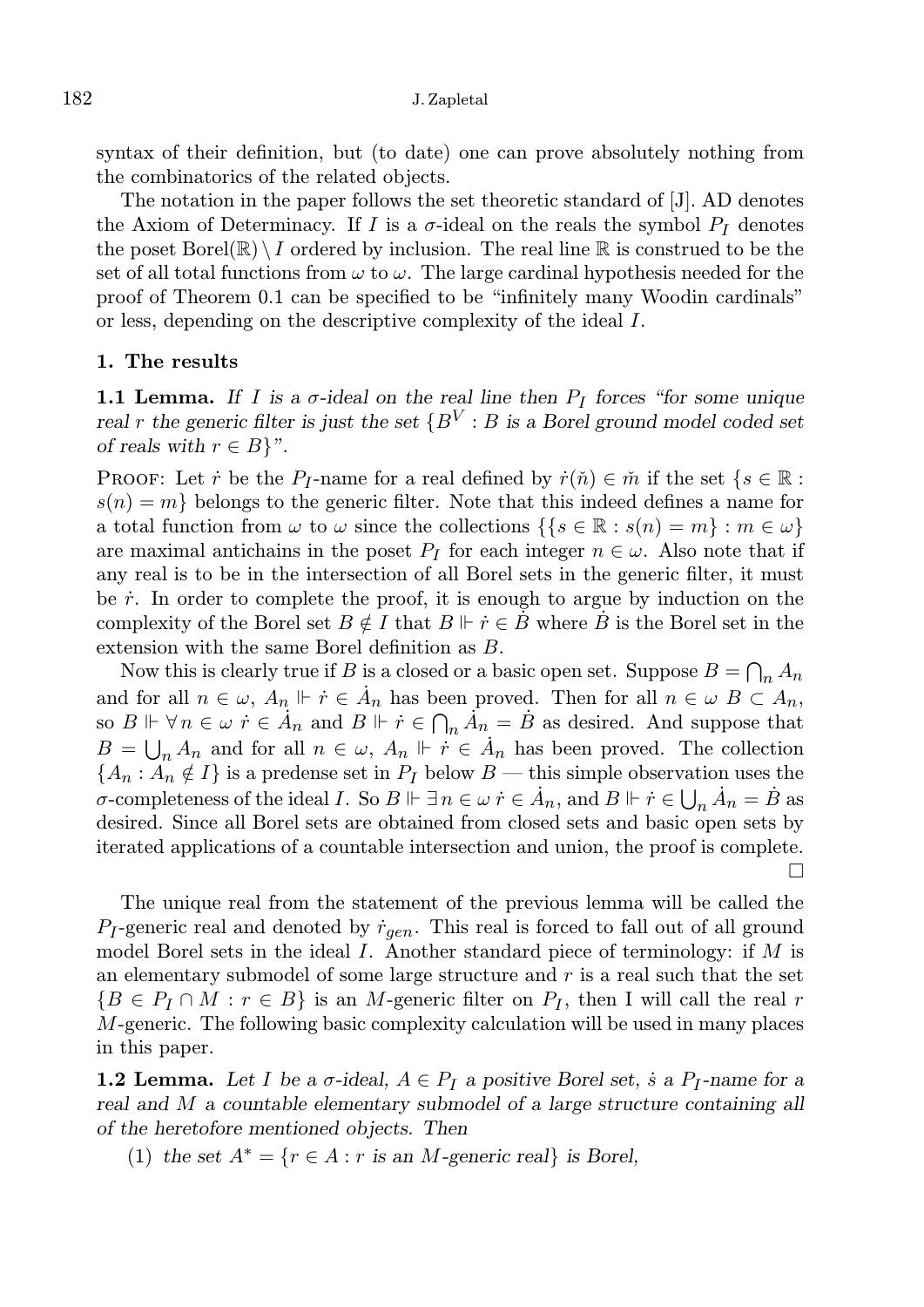syntax of their definition, but (to date) one can prove absolutely nothing from the combinatorics of the related objects.

The notation in the paper follows the set theoretic standard of [J]. AD denotes the Axiom of Determinacy. If $I$ is a $\sigma$-ideal on the reals the symbol $P_I$ denotes the poset $\mathrm{Borel}(\mathbb{R}) \setminus I$ ordered by inclusion. The real line $\mathbb{R}$ is construed to be the set of all total functions from $\omega$ to $\omega$. The large cardinal hypothesis needed for the proof of Theorem 0.1 can be specified to be "infinitely many Woodin cardinals" or less, depending on the descriptive complexity of the ideal $I$.

## 1. The results

**1.1 Lemma.** *If $I$ is a $\sigma$-ideal on the real line then $P_I$ forces "for some unique real $r$ the generic filter is just the set $\{B^V : B$ is a Borel ground model coded set of reals with $r \in B\}$".*

Proof: Let $\dot{r}$ be the $P_I$-name for a real defined by $\dot{r}(\check{n}) \in \check{m}$ if the set $\{s \in \mathbb{R} : s(n) = m\}$ belongs to the generic filter. Note that this indeed defines a name for a total function from $\omega$ to $\omega$ since the collections $\{\{s \in \mathbb{R} : s(n) = m\} : m \in \omega\}$ are maximal antichains in the poset $P_I$ for each integer $n \in \omega$. Also note that if any real is to be in the intersection of all Borel sets in the generic filter, it must be $\dot{r}$. In order to complete the proof, it is enough to argue by induction on the complexity of the Borel set $B \notin I$ that $B \Vdash \dot{r} \in \dot{B}$ where $\dot{B}$ is the Borel set in the extension with the same Borel definition as $B$.

Now this is clearly true if $B$ is a closed or a basic open set. Suppose $B = \bigcap_n A_n$ and for all $n \in \omega$, $A_n \Vdash \dot{r} \in \dot{A}_n$ has been proved. Then for all $n \in \omega$ $B \subset A_n$, so $B \Vdash \forall n \in \omega\ \dot{r} \in \dot{A}_n$ and $B \Vdash \dot{r} \in \bigcap_n \dot{A}_n = \dot{B}$ as desired. And suppose that $B = \bigcup_n A_n$ and for all $n \in \omega$, $A_n \Vdash \dot{r} \in \dot{A}_n$ has been proved. The collection $\{A_n : A_n \notin I\}$ is a predense set in $P_I$ below $B$ — this simple observation uses the $\sigma$-completeness of the ideal $I$. So $B \Vdash \exists n \in \omega\ \dot{r} \in \dot{A}_n$, and $B \Vdash \dot{r} \in \bigcup_n \dot{A}_n = \dot{B}$ as desired. Since all Borel sets are obtained from closed sets and basic open sets by iterated applications of a countable intersection and union, the proof is complete. □

The unique real from the statement of the previous lemma will be called the $P_I$-generic real and denoted by $\dot{r}_{gen}$. This real is forced to fall out of all ground model Borel sets in the ideal $I$. Another standard piece of terminology: if $M$ is an elementary submodel of some large structure and $r$ is a real such that the set $\{B \in P_I \cap M : r \in B\}$ is an $M$-generic filter on $P_I$, then I will call the real $r$ $M$-generic. The following basic complexity calculation will be used in many places in this paper.

**1.2 Lemma.** *Let $I$ be a $\sigma$-ideal, $A \in P_I$ a positive Borel set, $\dot{s}$ a $P_I$-name for a real and $M$ a countable elementary submodel of a large structure containing all of the heretofore mentioned objects. Then*

(1) *the set $A^* = \{r \in A : r$ is an $M$-generic real$\}$ is Borel,*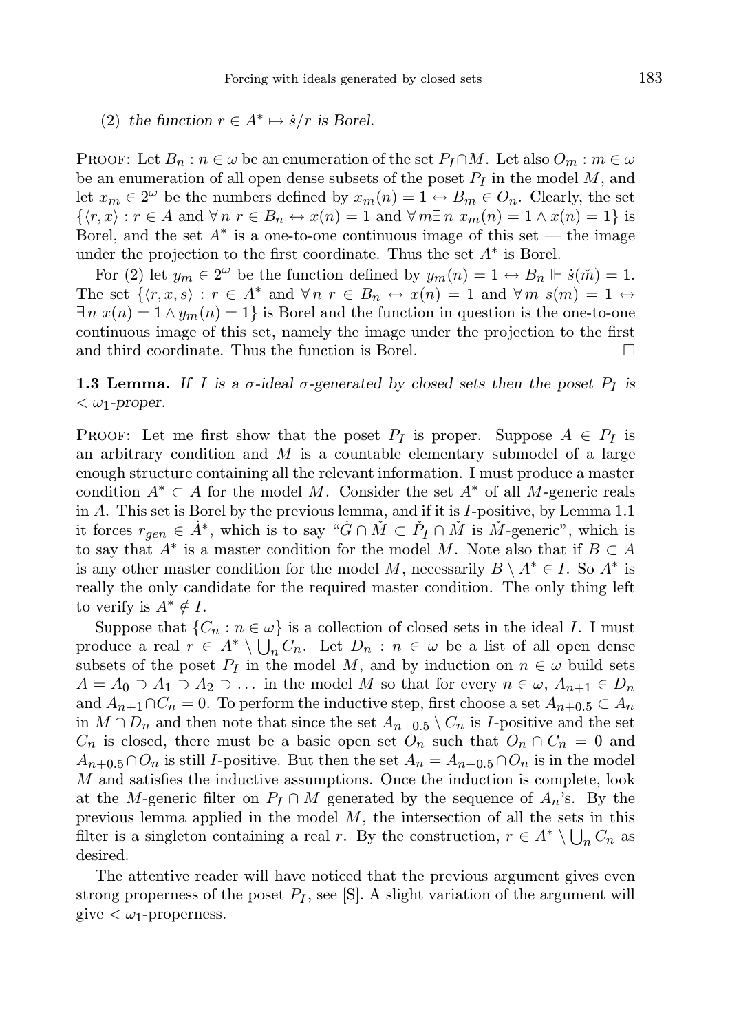(2) *the function $r \in A^* \mapsto \dot{s}/r$ is Borel.*

Proof: Let $B_n : n \in \omega$ be an enumeration of the set $P_I \cap M$. Let also $O_m : m \in \omega$ be an enumeration of all open dense subsets of the poset $P_I$ in the model $M$, and let $x_m \in 2^\omega$ be the numbers defined by $x_m(n) = 1 \leftrightarrow B_m \in O_n$. Clearly, the set $\{\langle r, x\rangle : r \in A \text{ and } \forall n\ r \in B_n \leftrightarrow x(n) = 1 \text{ and } \forall m \exists n\ x_m(n) = 1 \wedge x(n) = 1\}$ is Borel, and the set $A^*$ is a one-to-one continuous image of this set — the image under the projection to the first coordinate. Thus the set $A^*$ is Borel.

For (2) let $y_m \in 2^\omega$ be the function defined by $y_m(n) = 1 \leftrightarrow B_n \Vdash \dot{s}(\check{m}) = 1$. The set $\{\langle r, x, s\rangle : r \in A^* \text{ and } \forall n\ r \in B_n \leftrightarrow x(n) = 1 \text{ and } \forall m\ s(m) = 1 \leftrightarrow \exists n\ x(n) = 1 \wedge y_m(n) = 1\}$ is Borel and the function in question is the one-to-one continuous image of this set, namely the image under the projection to the first and third coordinate. Thus the function is Borel. $\square$

**1.3 Lemma.** *If $I$ is a $\sigma$-ideal $\sigma$-generated by closed sets then the poset $P_I$ is $< \omega_1$-proper.*

Proof: Let me first show that the poset $P_I$ is proper. Suppose $A \in P_I$ is an arbitrary condition and $M$ is a countable elementary submodel of a large enough structure containing all the relevant information. I must produce a master condition $A^* \subset A$ for the model $M$. Consider the set $A^*$ of all $M$-generic reals in $A$. This set is Borel by the previous lemma, and if it is $I$-positive, by Lemma 1.1 it forces $r_{gen} \in \dot{A}^*$, which is to say "$\dot{G} \cap \check{M} \subset \check{P}_I \cap \check{M}$ is $\check{M}$-generic", which is to say that $A^*$ is a master condition for the model $M$. Note also that if $B \subset A$ is any other master condition for the model $M$, necessarily $B \setminus A^* \in I$. So $A^*$ is really the only candidate for the required master condition. The only thing left to verify is $A^* \notin I$.

Suppose that $\{C_n : n \in \omega\}$ is a collection of closed sets in the ideal $I$. I must produce a real $r \in A^* \setminus \bigcup_n C_n$. Let $D_n : n \in \omega$ be a list of all open dense subsets of the poset $P_I$ in the model $M$, and by induction on $n \in \omega$ build sets $A = A_0 \supset A_1 \supset A_2 \supset \dots$ in the model $M$ so that for every $n \in \omega$, $A_{n+1} \in D_n$ and $A_{n+1} \cap C_n = 0$. To perform the inductive step, first choose a set $A_{n+0.5} \subset A_n$ in $M \cap D_n$ and then note that since the set $A_{n+0.5} \setminus C_n$ is $I$-positive and the set $C_n$ is closed, there must be a basic open set $O_n$ such that $O_n \cap C_n = 0$ and $A_{n+0.5} \cap O_n$ is still $I$-positive. But then the set $A_n = A_{n+0.5} \cap O_n$ is in the model $M$ and satisfies the inductive assumptions. Once the induction is complete, look at the $M$-generic filter on $P_I \cap M$ generated by the sequence of $A_n$'s. By the previous lemma applied in the model $M$, the intersection of all the sets in this filter is a singleton containing a real $r$. By the construction, $r \in A^* \setminus \bigcup_n C_n$ as desired.

The attentive reader will have noticed that the previous argument gives even strong properness of the poset $P_I$, see [S]. A slight variation of the argument will give $< \omega_1$-properness.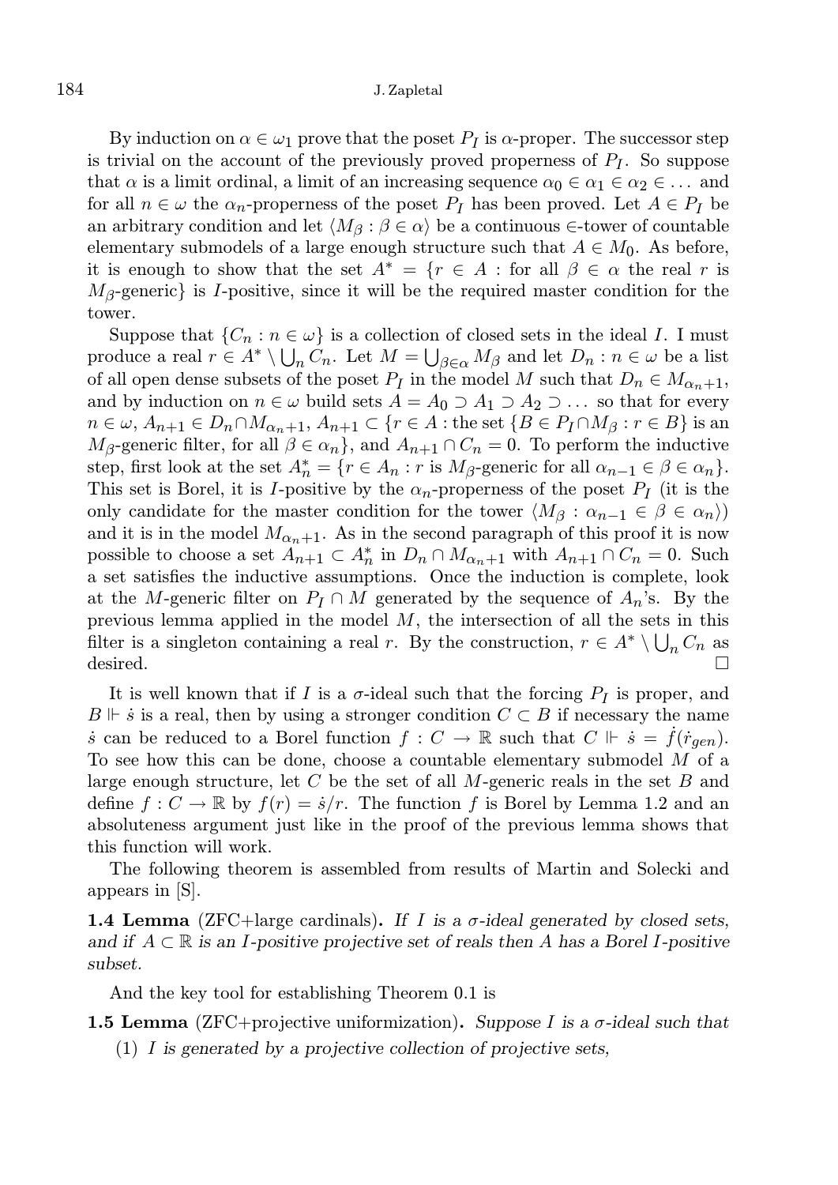By induction on $\alpha \in \omega_1$ prove that the poset $P_I$ is $\alpha$-proper. The successor step is trivial on the account of the previously proved properness of $P_I$. So suppose that $\alpha$ is a limit ordinal, a limit of an increasing sequence $\alpha_0 \in \alpha_1 \in \alpha_2 \in \dots$ and for all $n \in \omega$ the $\alpha_n$-properness of the poset $P_I$ has been proved. Let $A \in P_I$ be an arbitrary condition and let $\langle M_\beta : \beta \in \alpha \rangle$ be a continuous $\in$-tower of countable elementary submodels of a large enough structure such that $A \in M_0$. As before, it is enough to show that the set $A^* = \{r \in A : \text{for all } \beta \in \alpha \text{ the real } r \text{ is } M_\beta\text{-generic}\}$ is $I$-positive, since it will be the required master condition for the tower.

Suppose that $\{C_n : n \in \omega\}$ is a collection of closed sets in the ideal $I$. I must produce a real $r \in A^* \setminus \bigcup_n C_n$. Let $M = \bigcup_{\beta \in \alpha} M_\beta$ and let $D_n : n \in \omega$ be a list of all open dense subsets of the poset $P_I$ in the model $M$ such that $D_n \in M_{\alpha_n+1}$, and by induction on $n \in \omega$ build sets $A = A_0 \supset A_1 \supset A_2 \supset \dots$ so that for every $n \in \omega$, $A_{n+1} \in D_n \cap M_{\alpha_n+1}$, $A_{n+1} \subset \{r \in A : \text{the set } \{B \in P_I \cap M_\beta : r \in B\} \text{ is an } M_\beta\text{-generic filter, for all } \beta \in \alpha_n\}$, and $A_{n+1} \cap C_n = 0$. To perform the inductive step, first look at the set $A_n^* = \{r \in A_n : r \text{ is } M_\beta\text{-generic for all } \alpha_{n-1} \in \beta \in \alpha_n\}$. This set is Borel, it is $I$-positive by the $\alpha_n$-properness of the poset $P_I$ (it is the only candidate for the master condition for the tower $\langle M_\beta : \alpha_{n-1} \in \beta \in \alpha_n \rangle$) and it is in the model $M_{\alpha_n+1}$. As in the second paragraph of this proof it is now possible to choose a set $A_{n+1} \subset A_n^*$ in $D_n \cap M_{\alpha_n+1}$ with $A_{n+1} \cap C_n = 0$. Such a set satisfies the inductive assumptions. Once the induction is complete, look at the $M$-generic filter on $P_I \cap M$ generated by the sequence of $A_n$'s. By the previous lemma applied in the model $M$, the intersection of all the sets in this filter is a singleton containing a real $r$. By the construction, $r \in A^* \setminus \bigcup_n C_n$ as desired. $\square$

It is well known that if $I$ is a $\sigma$-ideal such that the forcing $P_I$ is proper, and $B \Vdash \dot{s}$ is a real, then by using a stronger condition $C \subset B$ if necessary the name $\dot{s}$ can be reduced to a Borel function $f : C \to \mathbb{R}$ such that $C \Vdash \dot{s} = \dot{f}(\dot{r}_{gen})$. To see how this can be done, choose a countable elementary submodel $M$ of a large enough structure, let $C$ be the set of all $M$-generic reals in the set $B$ and define $f : C \to \mathbb{R}$ by $f(r) = \dot{s}/r$. The function $f$ is Borel by Lemma 1.2 and an absoluteness argument just like in the proof of the previous lemma shows that this function will work.

The following theorem is assembled from results of Martin and Solecki and appears in [S].

**1.4 Lemma** (ZFC+large cardinals)**.** *If $I$ is a $\sigma$-ideal generated by closed sets, and if $A \subset \mathbb{R}$ is an $I$-positive projective set of reals then $A$ has a Borel $I$-positive subset.*

And the key tool for establishing Theorem 0.1 is

**1.5 Lemma** (ZFC+projective uniformization)**.** *Suppose $I$ is a $\sigma$-ideal such that*

(1) *$I$ is generated by a projective collection of projective sets,*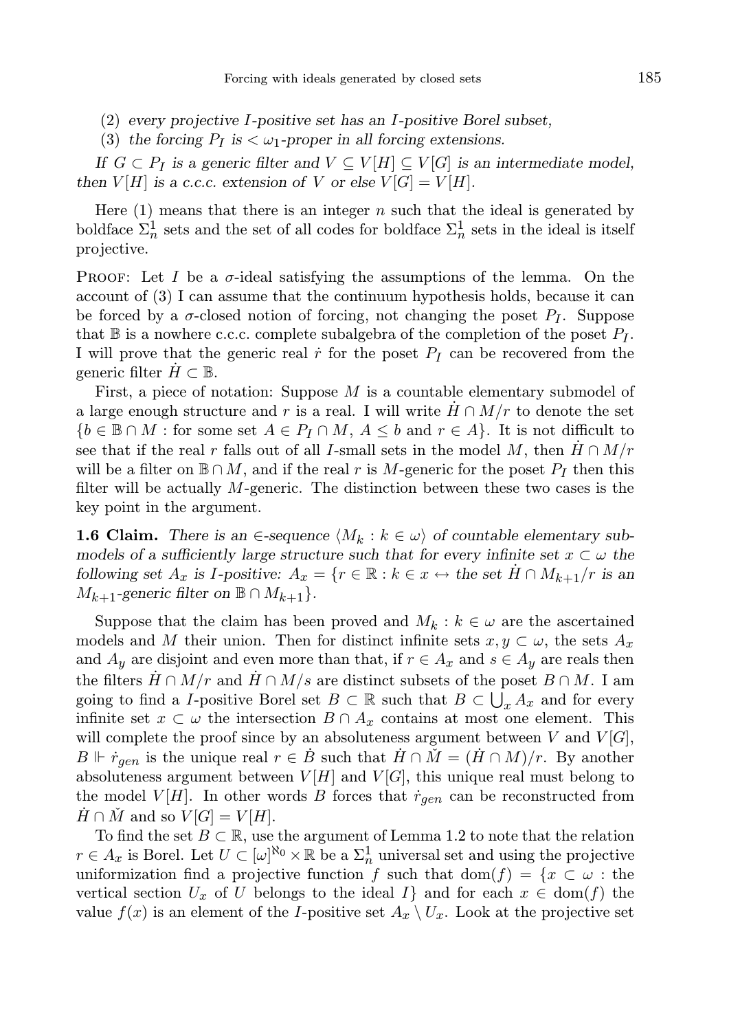(2) *every projective $I$-positive set has an $I$-positive Borel subset,*

(3) *the forcing $P_I$ is $< \omega_1$-proper in all forcing extensions.*

*If $G \subset P_I$ is a generic filter and $V \subseteq V[H] \subseteq V[G]$ is an intermediate model, then $V[H]$ is a c.c.c. extension of $V$ or else $V[G] = V[H]$.*

Here (1) means that there is an integer $n$ such that the ideal is generated by boldface $\Sigma^1_n$ sets and the set of all codes for boldface $\Sigma^1_n$ sets in the ideal is itself projective.

Proof: Let $I$ be a $\sigma$-ideal satisfying the assumptions of the lemma. On the account of (3) I can assume that the continuum hypothesis holds, because it can be forced by a $\sigma$-closed notion of forcing, not changing the poset $P_I$. Suppose that $\mathbb{B}$ is a nowhere c.c.c. complete subalgebra of the completion of the poset $P_I$. I will prove that the generic real $\dot{r}$ for the poset $P_I$ can be recovered from the generic filter $\dot{H} \subset \mathbb{B}$.

First, a piece of notation: Suppose $M$ is a countable elementary submodel of a large enough structure and $r$ is a real. I will write $\dot{H} \cap M/r$ to denote the set $\{b \in \mathbb{B} \cap M : \text{for some set } A \in P_I \cap M,\ A \leq b \text{ and } r \in A\}$. It is not difficult to see that if the real $r$ falls out of all $I$-small sets in the model $M$, then $\dot{H} \cap M/r$ will be a filter on $\mathbb{B} \cap M$, and if the real $r$ is $M$-generic for the poset $P_I$ then this filter will be actually $M$-generic. The distinction between these two cases is the key point in the argument.

**1.6 Claim.** *There is an $\in$-sequence $\langle M_k : k \in \omega \rangle$ of countable elementary submodels of a sufficiently large structure such that for every infinite set $x \subset \omega$ the following set $A_x$ is $I$-positive: $A_x = \{r \in \mathbb{R} : k \in x \leftrightarrow \text{the set } \dot{H} \cap M_{k+1}/r \text{ is an } M_{k+1}\text{-generic filter on } \mathbb{B} \cap M_{k+1}\}$.*

Suppose that the claim has been proved and $M_k : k \in \omega$ are the ascertained models and $M$ their union. Then for distinct infinite sets $x, y \subset \omega$, the sets $A_x$ and $A_y$ are disjoint and even more than that, if $r \in A_x$ and $s \in A_y$ are reals then the filters $\dot{H} \cap M/r$ and $\dot{H} \cap M/s$ are distinct subsets of the poset $B \cap M$. I am going to find a $I$-positive Borel set $B \subset \mathbb{R}$ such that $B \subset \bigcup_x A_x$ and for every infinite set $x \subset \omega$ the intersection $B \cap A_x$ contains at most one element. This will complete the proof since by an absoluteness argument between $V$ and $V[G]$, $B \Vdash \dot{r}_{gen}$ is the unique real $r \in \dot{B}$ such that $\dot{H} \cap \check{M} = (\dot{H} \cap M)/r$. By another absoluteness argument between $V[H]$ and $V[G]$, this unique real must belong to the model $V[H]$. In other words $B$ forces that $\dot{r}_{gen}$ can be reconstructed from $\dot{H} \cap \check{M}$ and so $V[G] = V[H]$.

To find the set $B \subset \mathbb{R}$, use the argument of Lemma 1.2 to note that the relation $r \in A_x$ is Borel. Let $U \subset [\omega]^{\aleph_0} \times \mathbb{R}$ be a $\Sigma^1_n$ universal set and using the projective uniformization find a projective function $f$ such that $\mathrm{dom}(f) = \{x \subset \omega : \text{the vertical section } U_x \text{ of } U \text{ belongs to the ideal } I\}$ and for each $x \in \mathrm{dom}(f)$ the value $f(x)$ is an element of the $I$-positive set $A_x \setminus U_x$. Look at the projective set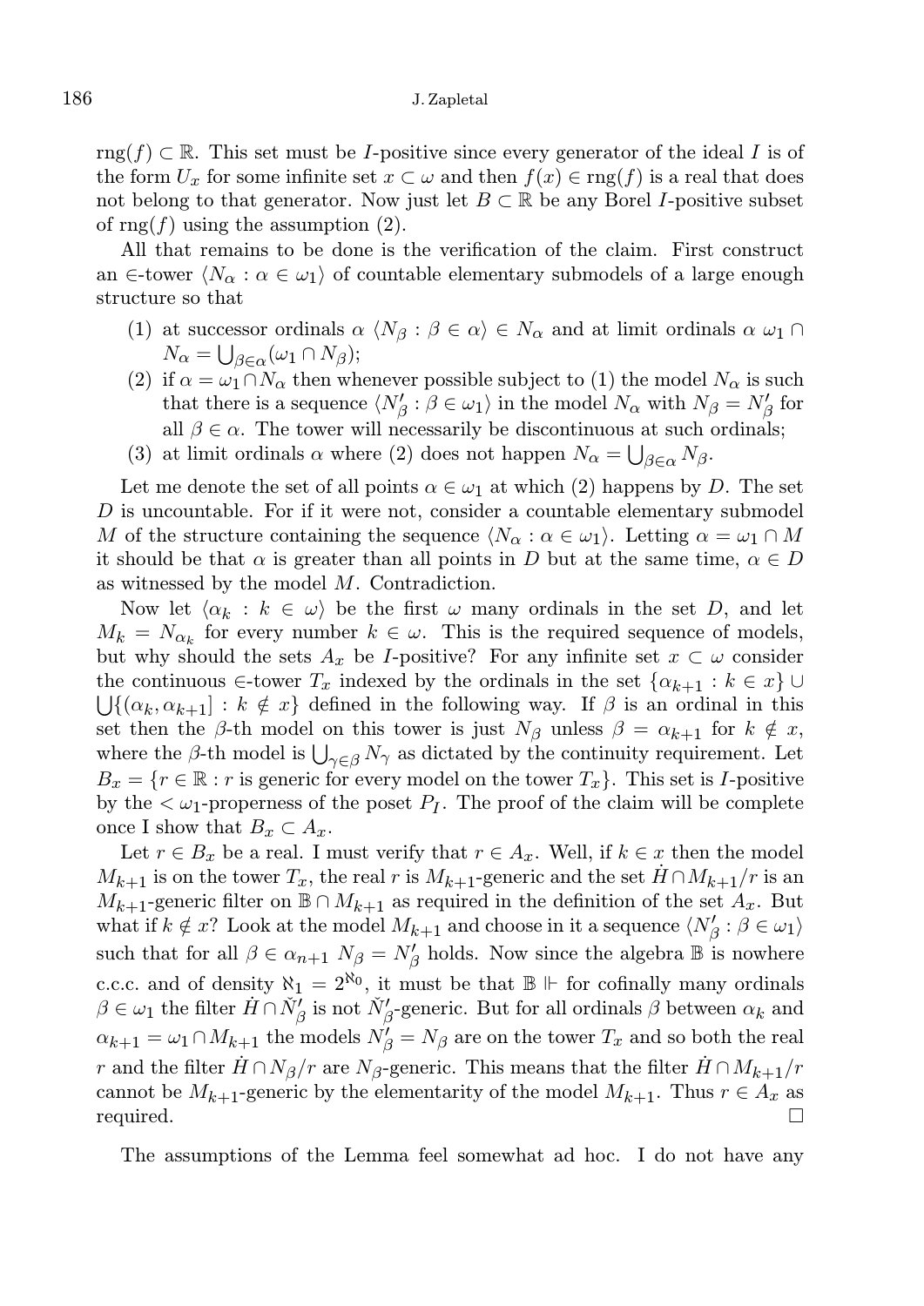$\operatorname{rng}(f) \subset \mathbb{R}$. This set must be $I$-positive since every generator of the ideal $I$ is of the form $U_x$ for some infinite set $x \subset \omega$ and then $f(x) \in \operatorname{rng}(f)$ is a real that does not belong to that generator. Now just let $B \subset \mathbb{R}$ be any Borel $I$-positive subset of $\operatorname{rng}(f)$ using the assumption (2).

All that remains to be done is the verification of the claim. First construct an $\in$-tower $\langle N_\alpha : \alpha \in \omega_1 \rangle$ of countable elementary submodels of a large enough structure so that

1. at successor ordinals $\alpha$ $\langle N_\beta : \beta \in \alpha \rangle \in N_\alpha$ and at limit ordinals $\alpha$ $\omega_1 \cap N_\alpha = \bigcup_{\beta \in \alpha} (\omega_1 \cap N_\beta)$;
2. if $\alpha = \omega_1 \cap N_\alpha$ then whenever possible subject to (1) the model $N_\alpha$ is such that there is a sequence $\langle N'_\beta : \beta \in \omega_1 \rangle$ in the model $N_\alpha$ with $N_\beta = N'_\beta$ for all $\beta \in \alpha$. The tower will necessarily be discontinuous at such ordinals;
3. at limit ordinals $\alpha$ where (2) does not happen $N_\alpha = \bigcup_{\beta \in \alpha} N_\beta$.

Let me denote the set of all points $\alpha \in \omega_1$ at which (2) happens by $D$. The set $D$ is uncountable. For if it were not, consider a countable elementary submodel $M$ of the structure containing the sequence $\langle N_\alpha : \alpha \in \omega_1 \rangle$. Letting $\alpha = \omega_1 \cap M$ it should be that $\alpha$ is greater than all points in $D$ but at the same time, $\alpha \in D$ as witnessed by the model $M$. Contradiction.

Now let $\langle \alpha_k : k \in \omega \rangle$ be the first $\omega$ many ordinals in the set $D$, and let $M_k = N_{\alpha_k}$ for every number $k \in \omega$. This is the required sequence of models, but why should the sets $A_x$ be $I$-positive? For any infinite set $x \subset \omega$ consider the continuous $\in$-tower $T_x$ indexed by the ordinals in the set $\{\alpha_{k+1} : k \in x\} \cup \bigcup \{(\alpha_k, \alpha_{k+1}] : k \notin x\}$ defined in the following way. If $\beta$ is an ordinal in this set then the $\beta$-th model on this tower is just $N_\beta$ unless $\beta = \alpha_{k+1}$ for $k \notin x$, where the $\beta$-th model is $\bigcup_{\gamma \in \beta} N_\gamma$ as dictated by the continuity requirement. Let $B_x = \{r \in \mathbb{R} : r \text{ is generic for every model on the tower } T_x\}$. This set is $I$-positive by the $< \omega_1$-properness of the poset $P_I$. The proof of the claim will be complete once I show that $B_x \subset A_x$.

Let $r \in B_x$ be a real. I must verify that $r \in A_x$. Well, if $k \in x$ then the model $M_{k+1}$ is on the tower $T_x$, the real $r$ is $M_{k+1}$-generic and the set $\dot{H} \cap M_{k+1}/r$ is an $M_{k+1}$-generic filter on $\mathbb{B} \cap M_{k+1}$ as required in the definition of the set $A_x$. But what if $k \notin x$? Look at the model $M_{k+1}$ and choose in it a sequence $\langle N'_\beta : \beta \in \omega_1 \rangle$ such that for all $\beta \in \alpha_{n+1}$ $N_\beta = N'_\beta$ holds. Now since the algebra $\mathbb{B}$ is nowhere c.c.c. and of density $\aleph_1 = 2^{\aleph_0}$, it must be that $\mathbb{B} \Vdash$ for cofinally many ordinals $\beta \in \omega_1$ the filter $\dot{H} \cap \check{N}'_\beta$ is not $\check{N}'_\beta$-generic. But for all ordinals $\beta$ between $\alpha_k$ and $\alpha_{k+1} = \omega_1 \cap M_{k+1}$ the models $N'_\beta = N_\beta$ are on the tower $T_x$ and so both the real $r$ and the filter $\dot{H} \cap N_\beta/r$ are $N_\beta$-generic. This means that the filter $\dot{H} \cap M_{k+1}/r$ cannot be $M_{k+1}$-generic by the elementarity of the model $M_{k+1}$. Thus $r \in A_x$ as required. $\square$

The assumptions of the Lemma feel somewhat ad hoc. I do not have any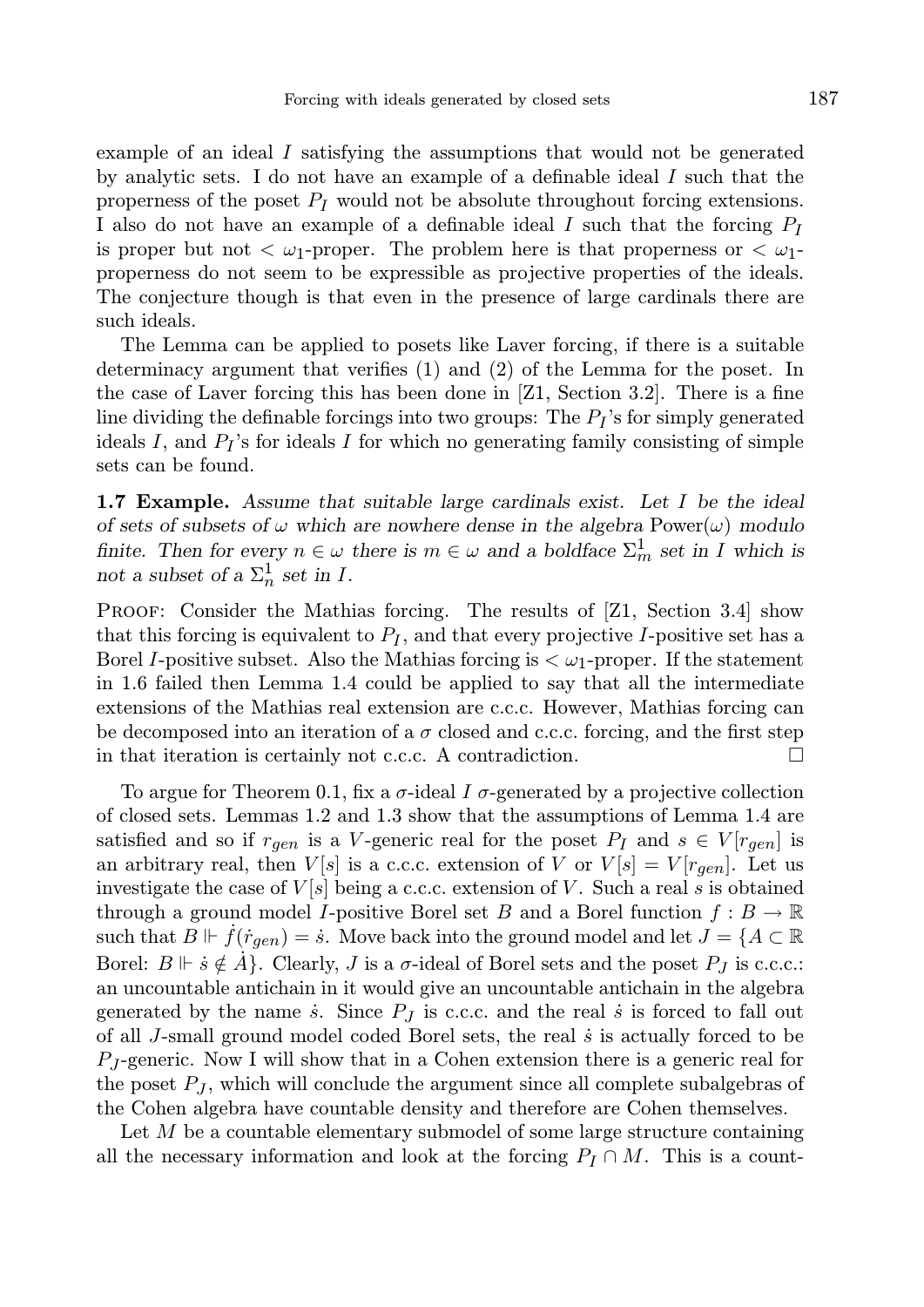example of an ideal $I$ satisfying the assumptions that would not be generated by analytic sets. I do not have an example of a definable ideal $I$ such that the properness of the poset $P_I$ would not be absolute throughout forcing extensions. I also do not have an example of a definable ideal $I$ such that the forcing $P_I$ is proper but not $< \omega_1$-proper. The problem here is that properness or $< \omega_1$-properness do not seem to be expressible as projective properties of the ideals. The conjecture though is that even in the presence of large cardinals there are such ideals.

The Lemma can be applied to posets like Laver forcing, if there is a suitable determinacy argument that verifies (1) and (2) of the Lemma for the poset. In the case of Laver forcing this has been done in [Z1, Section 3.2]. There is a fine line dividing the definable forcings into two groups: The $P_I$'s for simply generated ideals $I$, and $P_I$'s for ideals $I$ for which no generating family consisting of simple sets can be found.

**1.7 Example.** *Assume that suitable large cardinals exist. Let $I$ be the ideal of sets of subsets of $\omega$ which are nowhere dense in the algebra* $\mathrm{Power}(\omega)$ *modulo finite. Then for every $n \in \omega$ there is $m \in \omega$ and a boldface $\Sigma^1_m$ set in $I$ which is not a subset of a $\Sigma^1_n$ set in $I$.*

Proof: Consider the Mathias forcing. The results of [Z1, Section 3.4] show that this forcing is equivalent to $P_I$, and that every projective $I$-positive set has a Borel $I$-positive subset. Also the Mathias forcing is $< \omega_1$-proper. If the statement in 1.6 failed then Lemma 1.4 could be applied to say that all the intermediate extensions of the Mathias real extension are c.c.c. However, Mathias forcing can be decomposed into an iteration of a $\sigma$ closed and c.c.c. forcing, and the first step in that iteration is certainly not c.c.c. A contradiction. $\square$

To argue for Theorem 0.1, fix a $\sigma$-ideal $I$ $\sigma$-generated by a projective collection of closed sets. Lemmas 1.2 and 1.3 show that the assumptions of Lemma 1.4 are satisfied and so if $r_{gen}$ is a $V$-generic real for the poset $P_I$ and $s \in V[r_{gen}]$ is an arbitrary real, then $V[s]$ is a c.c.c. extension of $V$ or $V[s] = V[r_{gen}]$. Let us investigate the case of $V[s]$ being a c.c.c. extension of $V$. Such a real $s$ is obtained through a ground model $I$-positive Borel set $B$ and a Borel function $f : B \to \mathbb{R}$ such that $B \Vdash \dot{f}(\dot{r}_{gen}) = \dot{s}$. Move back into the ground model and let $J = \{A \subset \mathbb{R}$ Borel: $B \Vdash \dot{s} \notin \dot{A}\}$. Clearly, $J$ is a $\sigma$-ideal of Borel sets and the poset $P_J$ is c.c.c.: an uncountable antichain in it would give an uncountable antichain in the algebra generated by the name $\dot{s}$. Since $P_J$ is c.c.c. and the real $\dot{s}$ is forced to fall out of all $J$-small ground model coded Borel sets, the real $\dot{s}$ is actually forced to be $P_J$-generic. Now I will show that in a Cohen extension there is a generic real for the poset $P_J$, which will conclude the argument since all complete subalgebras of the Cohen algebra have countable density and therefore are Cohen themselves.

Let $M$ be a countable elementary submodel of some large structure containing all the necessary information and look at the forcing $P_I \cap M$. This is a count-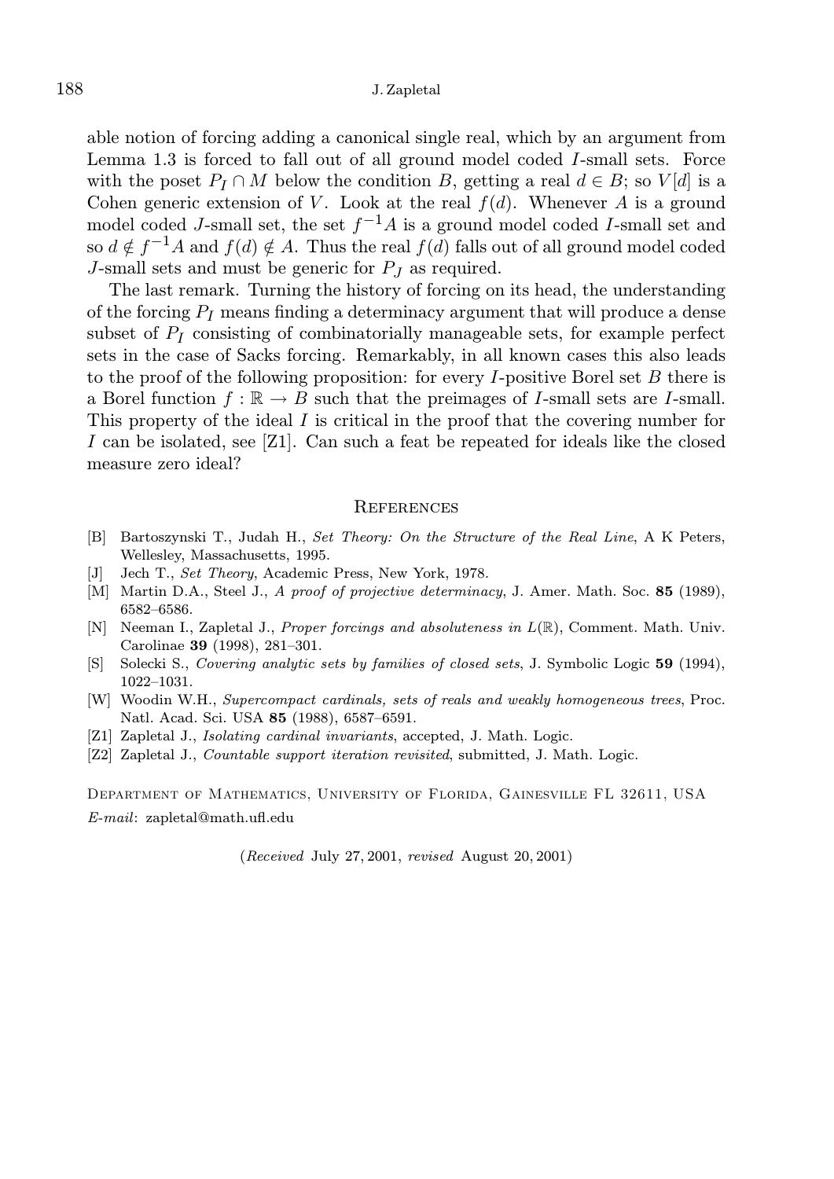able notion of forcing adding a canonical single real, which by an argument from Lemma 1.3 is forced to fall out of all ground model coded $I$-small sets. Force with the poset $P_I \cap M$ below the condition $B$, getting a real $d \in B$; so $V[d]$ is a Cohen generic extension of $V$. Look at the real $f(d)$. Whenever $A$ is a ground model coded $J$-small set, the set $f^{-1}A$ is a ground model coded $I$-small set and so $d \notin f^{-1}A$ and $f(d) \notin A$. Thus the real $f(d)$ falls out of all ground model coded $J$-small sets and must be generic for $P_J$ as required.

The last remark. Turning the history of forcing on its head, the understanding of the forcing $P_I$ means finding a determinacy argument that will produce a dense subset of $P_I$ consisting of combinatorially manageable sets, for example perfect sets in the case of Sacks forcing. Remarkably, in all known cases this also leads to the proof of the following proposition: for every $I$-positive Borel set $B$ there is a Borel function $f : \mathbb{R} \to B$ such that the preimages of $I$-small sets are $I$-small. This property of the ideal $I$ is critical in the proof that the covering number for $I$ can be isolated, see [Z1]. Can such a feat be repeated for ideals like the closed measure zero ideal?

## References

- [B] Bartoszynski T., Judah H., *Set Theory: On the Structure of the Real Line*, A K Peters, Wellesley, Massachusetts, 1995.
- [J] Jech T., *Set Theory*, Academic Press, New York, 1978.
- [M] Martin D.A., Steel J., *A proof of projective determinacy*, J. Amer. Math. Soc. **85** (1989), 6582–6586.
- [N] Neeman I., Zapletal J., *Proper forcings and absoluteness in $L(\mathbb{R})$*, Comment. Math. Univ. Carolinae **39** (1998), 281–301.
- [S] Solecki S., *Covering analytic sets by families of closed sets*, J. Symbolic Logic **59** (1994), 1022–1031.
- [W] Woodin W.H., *Supercompact cardinals, sets of reals and weakly homogeneous trees*, Proc. Natl. Acad. Sci. USA **85** (1988), 6587–6591.
- [Z1] Zapletal J., *Isolating cardinal invariants*, accepted, J. Math. Logic.
- [Z2] Zapletal J., *Countable support iteration revisited*, submitted, J. Math. Logic.

Department of Mathematics, University of Florida, Gainesville FL 32611, USA

*E-mail*: zapletal@math.ufl.edu

(*Received* July 27, 2001, *revised* August 20, 2001)